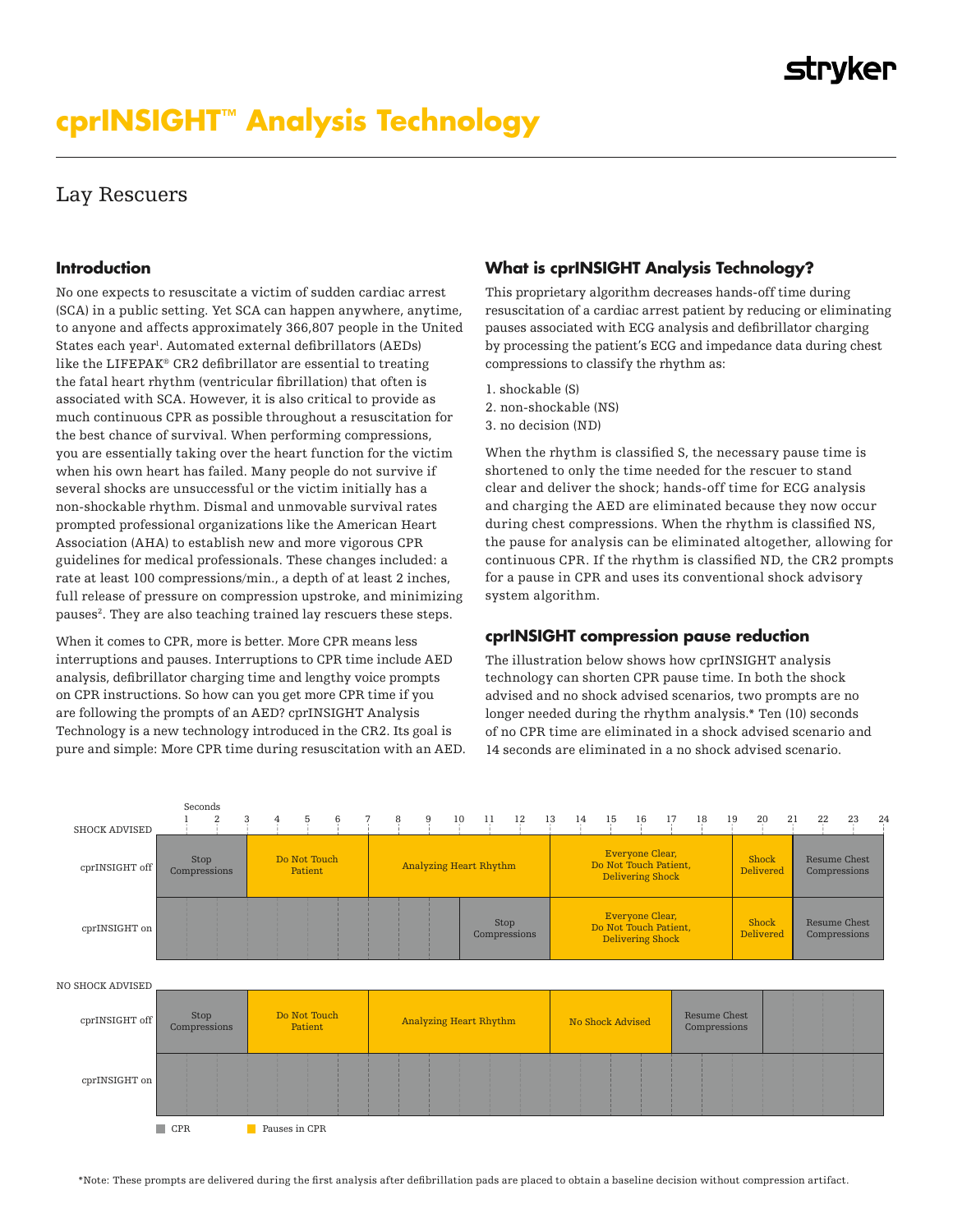# cprINSIGHT™ Analysis Technology

## Lay Rescuers

### Introduction

No one expects to resuscitate a victim of sudden cardiac arrest (SCA) in a public setting. Yet SCA can happen anywhere, anytime, to anyone and affects approximately 366,807 people in the United States each year[1]. Automated external defibrillators (AEDs) like the LIFEPAK® CR2 defibrillator are essential to treating the fatal heart rhythm (ventricular fibrillation) that often is associated with SCA. However, it is also critical to provide as much continuous CPR as possible throughout a resuscitation for the best chance of survival. When performing compressions, you are essentially taking over the heart function for the victim when his own heart has failed. Many people do not survive if several shocks are unsuccessful or the victim initially has a non-shockable rhythm. Dismal and unmovable survival rates prompted professional organizations like the American Heart Association (AHA) to establish new and more vigorous CPR guidelines for medical professionals. These changes included: a rate at least 100 compressions/min., a depth of at least 2 inches, full release of pressure on compression upstroke, and minimizing pauses[2]. They are also teaching trained lay rescuers these steps.

When it comes to CPR, more is better. More CPR means less interruptions and pauses. Interruptions to CPR time include AED analysis, defibrillator charging time and lengthy voice prompts on CPR instructions. So how can you get more CPR time if you are following the prompts of an AED? cprINSIGHT Analysis Technology is a new technology introduced in the CR2. Its goal is pure and simple: More CPR time during resuscitation with an AED.

### What is cprINSIGHT Analysis Technology?

This proprietary algorithm decreases hands-off time during resuscitation of a cardiac arrest patient by reducing or eliminating pauses associated with ECG analysis and defibrillator charging by processing the patient's ECG and impedance data during chest compressions to classify the rhythm as:

1. shockable (S)
2. non-shockable (NS)
3. no decision (ND)

When the rhythm is classified S, the necessary pause time is shortened to only the time needed for the rescuer to stand clear and deliver the shock; hands-off time for ECG analysis and charging the AED are eliminated because they now occur during chest compressions. When the rhythm is classified NS, the pause for analysis can be eliminated altogether, allowing for continuous CPR. If the rhythm is classified ND, the CR2 prompts for a pause in CPR and uses its conventional shock advisory system algorithm.

### cprINSIGHT compression pause reduction

The illustration below shows how cprINSIGHT analysis technology can shorten CPR pause time. In both the shock advised and no shock advised scenarios, two prompts are no longer needed during the rhythm analysis.* Ten (10) seconds of no CPR time are eliminated in a shock advised scenario and 14 seconds are eliminated in a no shock advised scenario.

**SHOCK ADVISED** (Seconds 1–24)

| | 0–3 s | 3–7 s | 7–10 s | 10–13 s | 13–19 s | 19–21 s | 21–24 s |
|---|---|---|---|---|---|---|---|
| cprINSIGHT off | Stop Compressions (CPR) | Do Not Touch Patient (Pause in CPR) | Analyzing Heart Rhythm (Pause in CPR) | Analyzing Heart Rhythm (Pause in CPR) | Everyone Clear, Do Not Touch Patient, Delivering Shock (Pause in CPR) | Shock Delivered (Pause in CPR) | Resume Chest Compressions (CPR) |
| cprINSIGHT on | CPR | CPR | CPR | Stop Compressions (CPR) | Everyone Clear, Do Not Touch Patient, Delivering Shock (Pause in CPR) | Shock Delivered (Pause in CPR) | Resume Chest Compressions (CPR) |

**NO SHOCK ADVISED** (Seconds 1–24)

| | 0–3 s | 3–7 s | 7–13 s | 13–17 s | 17–20 s | 20–24 s |
|---|---|---|---|---|---|---|
| cprINSIGHT off | Stop Compressions (CPR) | Do Not Touch Patient (Pause in CPR) | Analyzing Heart Rhythm (Pause in CPR) | No Shock Advised (Pause in CPR) | Resume Chest Compressions (CPR) | CPR |
| cprINSIGHT on | CPR | CPR | CPR | CPR | CPR | CPR |

Legend: CPR (gray); Pauses in CPR (yellow)

*Note: These prompts are delivered during the first analysis after defibrillation pads are placed to obtain a baseline decision without compression artifact.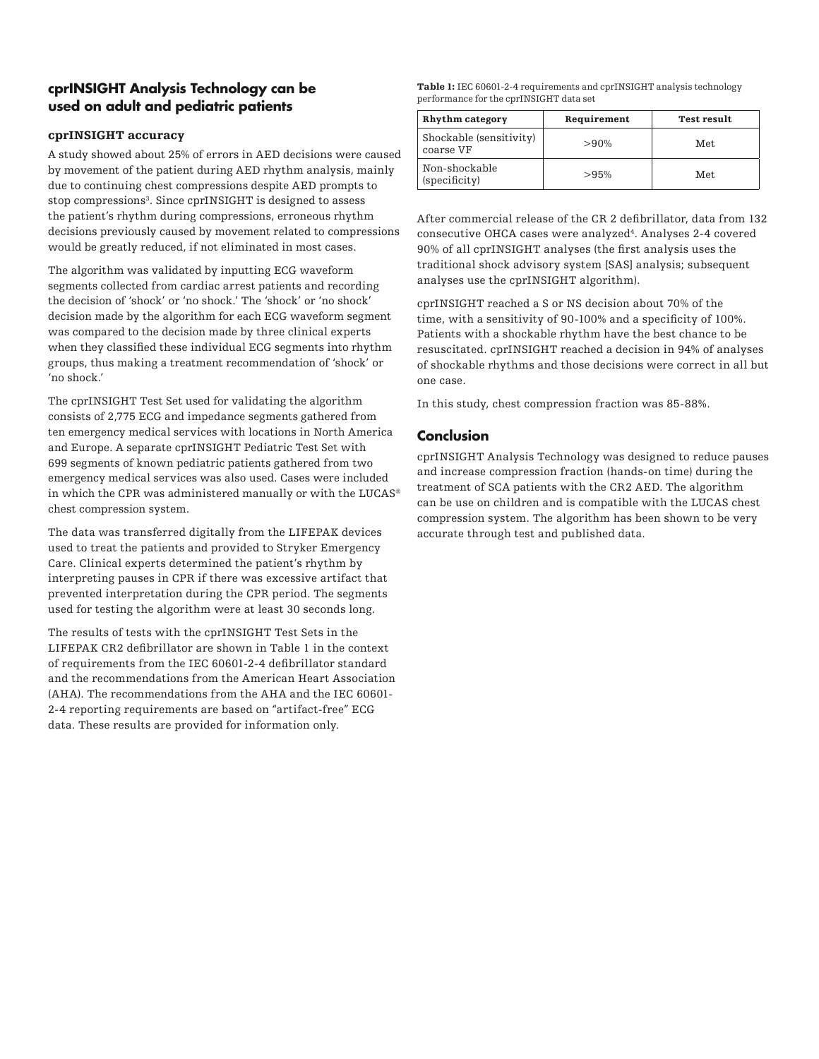## cprINSIGHT Analysis Technology can be used on adult and pediatric patients

### cprINSIGHT accuracy

A study showed about 25% of errors in AED decisions were caused by movement of the patient during AED rhythm analysis, mainly due to continuing chest compressions despite AED prompts to stop compressions[3]. Since cprINSIGHT is designed to assess the patient's rhythm during compressions, erroneous rhythm decisions previously caused by movement related to compressions would be greatly reduced, if not eliminated in most cases.

The algorithm was validated by inputting ECG waveform segments collected from cardiac arrest patients and recording the decision of 'shock' or 'no shock.' The 'shock' or 'no shock' decision made by the algorithm for each ECG waveform segment was compared to the decision made by three clinical experts when they classified these individual ECG segments into rhythm groups, thus making a treatment recommendation of 'shock' or 'no shock.'

The cprINSIGHT Test Set used for validating the algorithm consists of 2,775 ECG and impedance segments gathered from ten emergency medical services with locations in North America and Europe. A separate cprINSIGHT Pediatric Test Set with 699 segments of known pediatric patients gathered from two emergency medical services was also used. Cases were included in which the CPR was administered manually or with the LUCAS® chest compression system.

The data was transferred digitally from the LIFEPAK devices used to treat the patients and provided to Stryker Emergency Care. Clinical experts determined the patient's rhythm by interpreting pauses in CPR if there was excessive artifact that prevented interpretation during the CPR period. The segments used for testing the algorithm were at least 30 seconds long.

The results of tests with the cprINSIGHT Test Sets in the LIFEPAK CR2 defibrillator are shown in Table 1 in the context of requirements from the IEC 60601-2-4 defibrillator standard and the recommendations from the American Heart Association (AHA). The recommendations from the AHA and the IEC 60601-2-4 reporting requirements are based on "artifact-free" ECG data. These results are provided for information only.

**Table 1:** IEC 60601-2-4 requirements and cprINSIGHT analysis technology performance for the cprINSIGHT data set

| Rhythm category | Requirement | Test result |
| --- | --- | --- |
| Shockable (sensitivity) coarse VF | >90% | Met |
| Non-shockable (specificity) | >95% | Met |

After commercial release of the CR 2 defibrillator, data from 132 consecutive OHCA cases were analyzed[4]. Analyses 2-4 covered 90% of all cprINSIGHT analyses (the first analysis uses the traditional shock advisory system [SAS] analysis; subsequent analyses use the cprINSIGHT algorithm).

cprINSIGHT reached a S or NS decision about 70% of the time, with a sensitivity of 90-100% and a specificity of 100%. Patients with a shockable rhythm have the best chance to be resuscitated. cprINSIGHT reached a decision in 94% of analyses of shockable rhythms and those decisions were correct in all but one case.

In this study, chest compression fraction was 85-88%.

## Conclusion

cprINSIGHT Analysis Technology was designed to reduce pauses and increase compression fraction (hands-on time) during the treatment of SCA patients with the CR2 AED. The algorithm can be use on children and is compatible with the LUCAS chest compression system. The algorithm has been shown to be very accurate through test and published data.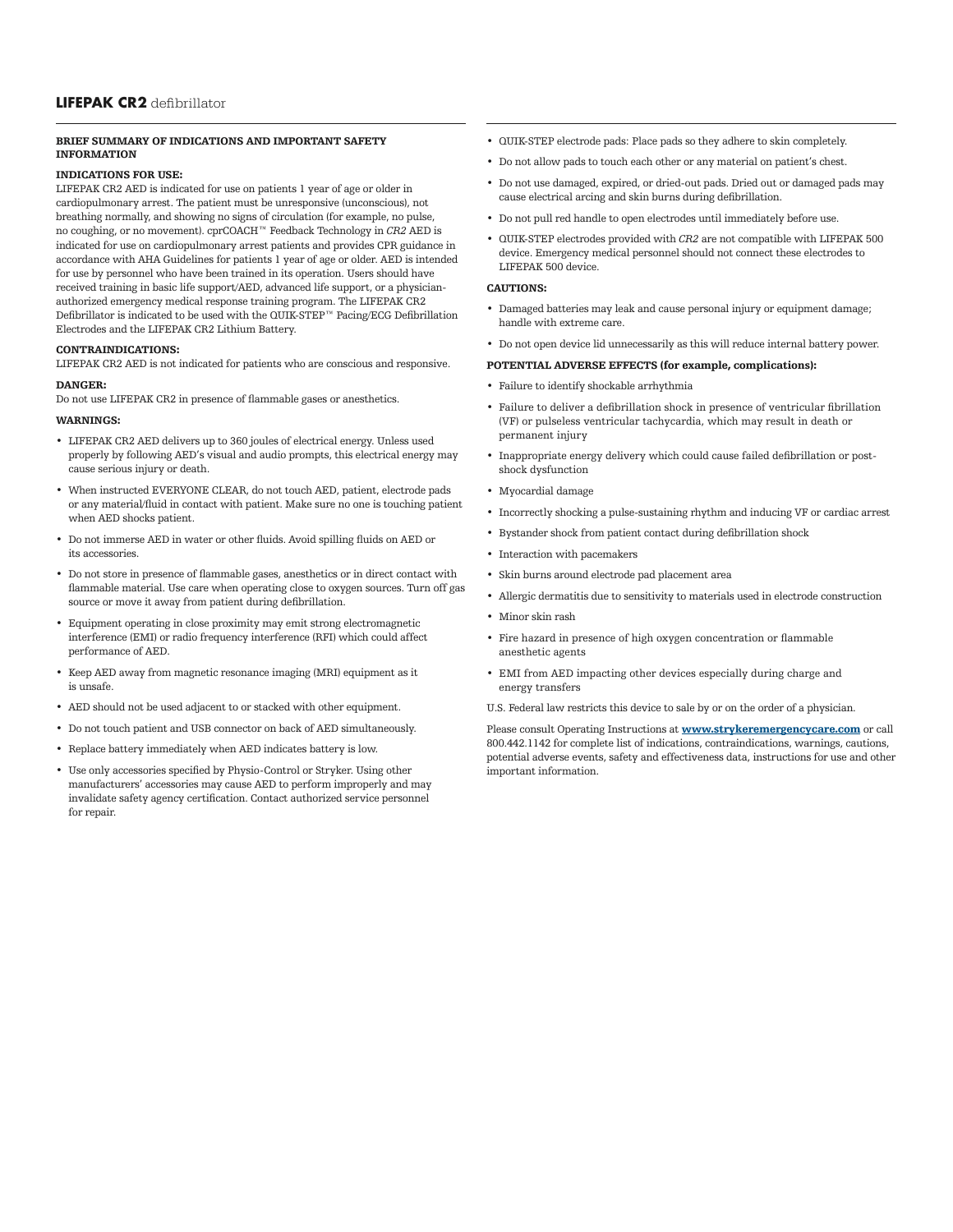# **LIFEPAK CR2** defibrillator

## BRIEF SUMMARY OF INDICATIONS AND IMPORTANT SAFETY INFORMATION

### INDICATIONS FOR USE:

LIFEPAK CR2 AED is indicated for use on patients 1 year of age or older in cardiopulmonary arrest. The patient must be unresponsive (unconscious), not breathing normally, and showing no signs of circulation (for example, no pulse, no coughing, or no movement). cprCOACH™ Feedback Technology in *CR2* AED is indicated for use on cardiopulmonary arrest patients and provides CPR guidance in accordance with AHA Guidelines for patients 1 year of age or older. AED is intended for use by personnel who have been trained in its operation. Users should have received training in basic life support/AED, advanced life support, or a physician-authorized emergency medical response training program. The LIFEPAK CR2 Defibrillator is indicated to be used with the QUIK-STEP™ Pacing/ECG Defibrillation Electrodes and the LIFEPAK CR2 Lithium Battery.

### CONTRAINDICATIONS:

LIFEPAK CR2 AED is not indicated for patients who are conscious and responsive.

### DANGER:

Do not use LIFEPAK CR2 in presence of flammable gases or anesthetics.

### WARNINGS:

- LIFEPAK CR2 AED delivers up to 360 joules of electrical energy. Unless used properly by following AED's visual and audio prompts, this electrical energy may cause serious injury or death.
- When instructed EVERYONE CLEAR, do not touch AED, patient, electrode pads or any material/fluid in contact with patient. Make sure no one is touching patient when AED shocks patient.
- Do not immerse AED in water or other fluids. Avoid spilling fluids on AED or its accessories.
- Do not store in presence of flammable gases, anesthetics or in direct contact with flammable material. Use care when operating close to oxygen sources. Turn off gas source or move it away from patient during defibrillation.
- Equipment operating in close proximity may emit strong electromagnetic interference (EMI) or radio frequency interference (RFI) which could affect performance of AED.
- Keep AED away from magnetic resonance imaging (MRI) equipment as it is unsafe.
- AED should not be used adjacent to or stacked with other equipment.
- Do not touch patient and USB connector on back of AED simultaneously.
- Replace battery immediately when AED indicates battery is low.
- Use only accessories specified by Physio-Control or Stryker. Using other manufacturers' accessories may cause AED to perform improperly and may invalidate safety agency certification. Contact authorized service personnel for repair.
- QUIK-STEP electrode pads: Place pads so they adhere to skin completely.
- Do not allow pads to touch each other or any material on patient's chest.
- Do not use damaged, expired, or dried-out pads. Dried out or damaged pads may cause electrical arcing and skin burns during defibrillation.
- Do not pull red handle to open electrodes until immediately before use.
- QUIK-STEP electrodes provided with *CR2* are not compatible with LIFEPAK 500 device. Emergency medical personnel should not connect these electrodes to LIFEPAK 500 device.

### CAUTIONS:

- Damaged batteries may leak and cause personal injury or equipment damage; handle with extreme care.
- Do not open device lid unnecessarily as this will reduce internal battery power.

### POTENTIAL ADVERSE EFFECTS (for example, complications):

- Failure to identify shockable arrhythmia
- Failure to deliver a defibrillation shock in presence of ventricular fibrillation (VF) or pulseless ventricular tachycardia, which may result in death or permanent injury
- Inappropriate energy delivery which could cause failed defibrillation or post-shock dysfunction
- Myocardial damage
- Incorrectly shocking a pulse-sustaining rhythm and inducing VF or cardiac arrest
- Bystander shock from patient contact during defibrillation shock
- Interaction with pacemakers
- Skin burns around electrode pad placement area
- Allergic dermatitis due to sensitivity to materials used in electrode construction
- Minor skin rash
- Fire hazard in presence of high oxygen concentration or flammable anesthetic agents
- EMI from AED impacting other devices especially during charge and energy transfers

U.S. Federal law restricts this device to sale by or on the order of a physician.

Please consult Operating Instructions at **www.strykeremergencycare.com** or call 800.442.1142 for complete list of indications, contraindications, warnings, cautions, potential adverse events, safety and effectiveness data, instructions for use and other important information.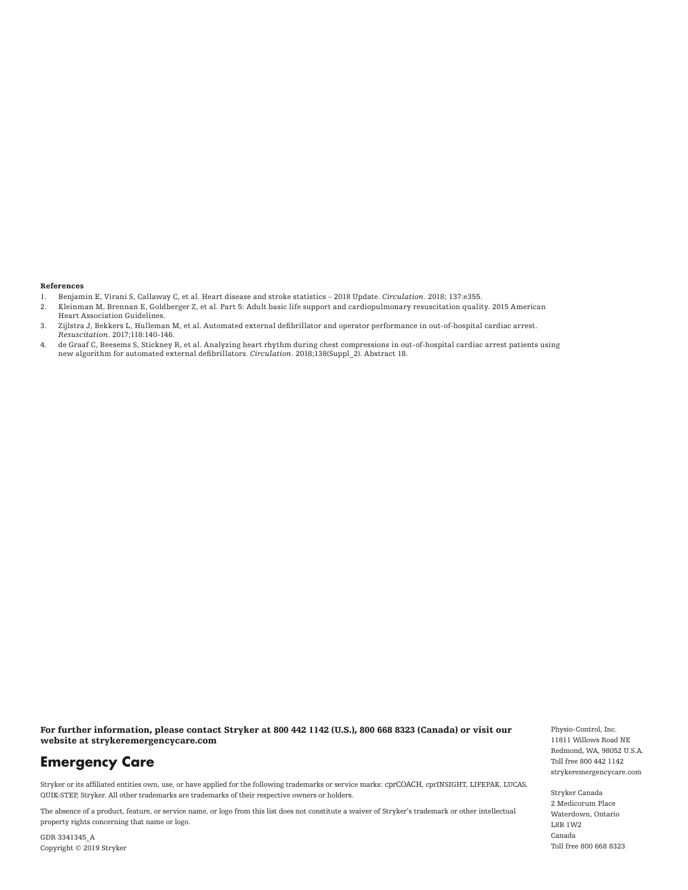**References**

1. Benjamin E, Virani S, Callaway C, et al. Heart disease and stroke statistics – 2018 Update. *Circulation*. 2018; 137:e355.
2. Kleinman M, Brennan E, Goldberger Z, et al. Part 5: Adult basic life support and cardiopulmonary resuscitation quality. 2015 American Heart Association Guidelines.
3. Zijlstra J, Bekkers L, Hulleman M, et al. Automated external defibrillator and operator performance in out-of-hospital cardiac arrest. *Resuscitation*. 2017;118:140-146.
4. de Graaf C, Beesems S, Stickney R, et al. Analyzing heart rhythm during chest compressions in out-of-hospital cardiac arrest patients using new algorithm for automated external defibrillators. *Circulation*. 2018;138(Suppl_2). Abstract 18.

**For further information, please contact Stryker at 800 442 1142 (U.S.), 800 668 8323 (Canada) or visit our website at strykeremergencycare.com**

## Emergency Care

Stryker or its affiliated entities own, use, or have applied for the following trademarks or service marks: cprCOACH, cprINSIGHT, LIFEPAK, LUCAS, QUIK-STEP, Stryker. All other trademarks are trademarks of their respective owners or holders.

The absence of a product, feature, or service name, or logo from this list does not constitute a waiver of Stryker's trademark or other intellectual property rights concerning that name or logo.

GDR 3341345_A
Copyright © 2019 Stryker

Physio-Control, Inc.
11811 Willows Road NE
Redmond, WA, 98052 U.S.A.
Toll free 800 442 1142
strykeremergencycare.com

Stryker Canada
2 Medicorum Place
Waterdown, Ontario
L8B 1W2
Canada
Toll free 800 668 8323